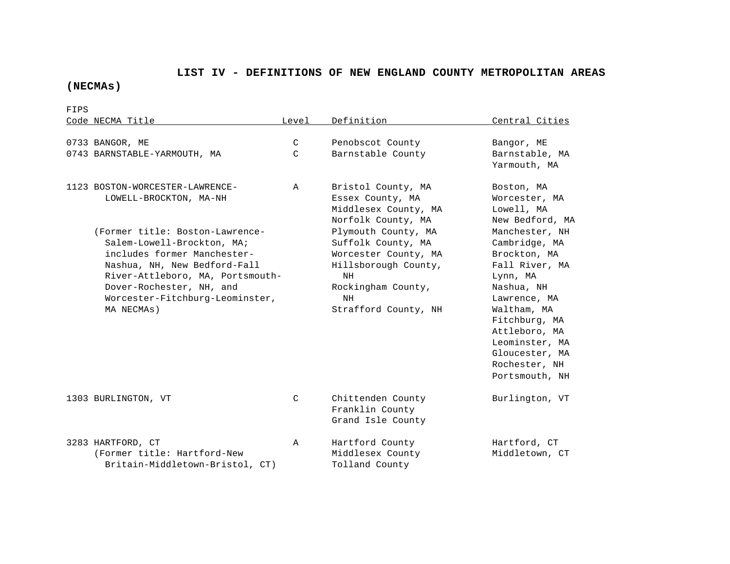# LIST IV - DEFINITIONS OF NEW ENGLAND COUNTY METROPOLITAN AREAS (NECMAs)

| FIPS Code | NECMA Title | Level | Definition | Central Cities |
|---|---|---|---|---|
| 0733 | BANGOR, ME | C | Penobscot County | Bangor, ME |
| 0743 | BARNSTABLE-YARMOUTH, MA | C | Barnstable County | Barnstable, MA<br>Yarmouth, MA |
| 1123 | BOSTON-WORCESTER-LAWRENCE-LOWELL-BROCKTON, MA-NH<br><br>(Former title: Boston-Lawrence-Salem-Lowell-Brockton, MA; includes former Manchester-Nashua, NH, New Bedford-Fall River-Attleboro, MA, Portsmouth-Dover-Rochester, NH, and Worcester-Fitchburg-Leominster, MA NECMAs) | A | Bristol County, MA<br>Essex County, MA<br>Middlesex County, MA<br>Norfolk County, MA<br>Plymouth County, MA<br>Suffolk County, MA<br>Worcester County, MA<br>Hillsborough County, NH<br>Rockingham County, NH<br>Strafford County, NH | Boston, MA<br>Worcester, MA<br>Lowell, MA<br>New Bedford, MA<br>Manchester, NH<br>Cambridge, MA<br>Brockton, MA<br>Fall River, MA<br>Lynn, MA<br>Nashua, NH<br>Lawrence, MA<br>Waltham, MA<br>Fitchburg, MA<br>Attleboro, MA<br>Leominster, MA<br>Gloucester, MA<br>Rochester, NH<br>Portsmouth, NH |
| 1303 | BURLINGTON, VT | C | Chittenden County<br>Franklin County<br>Grand Isle County | Burlington, VT |
| 3283 | HARTFORD, CT<br>(Former title: Hartford-New Britain-Middletown-Bristol, CT) | A | Hartford County<br>Middlesex County<br>Tolland County | Hartford, CT<br>Middletown, CT |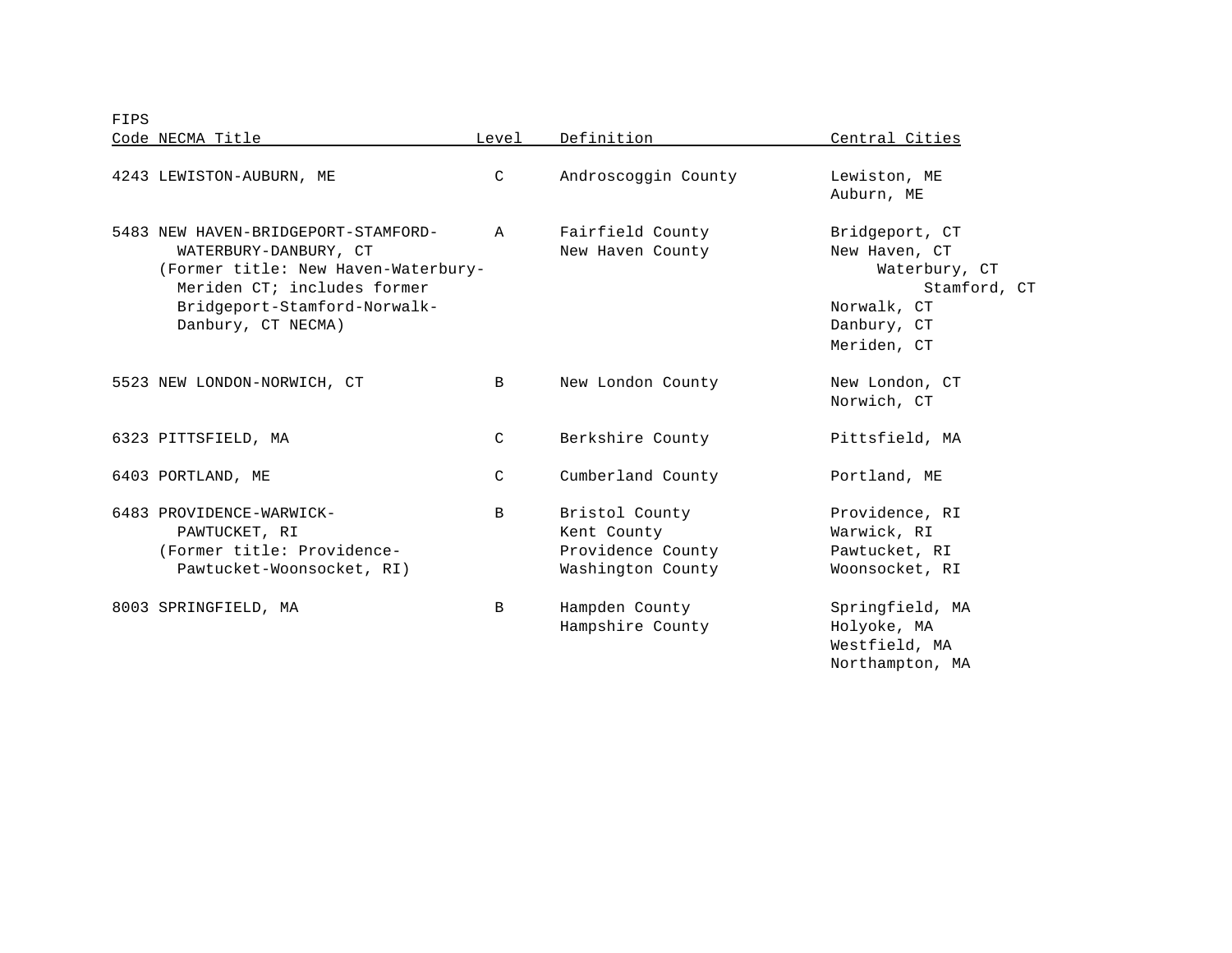| FIPS Code | NECMA Title | Level | Definition | Central Cities |
|---|---|---|---|---|
| 4243 | LEWISTON-AUBURN, ME | C | Androscoggin County | Lewiston, ME<br>Auburn, ME |
| 5483 | NEW HAVEN-BRIDGEPORT-STAMFORD-WATERBURY-DANBURY, CT<br>(Former title: New Haven-Waterbury-Meriden CT; includes former Bridgeport-Stamford-Norwalk-Danbury, CT NECMA) | A | Fairfield County<br>New Haven County | Bridgeport, CT<br>New Haven, CT<br>Waterbury, CT<br>Stamford, CT<br>Norwalk, CT<br>Danbury, CT<br>Meriden, CT |
| 5523 | NEW LONDON-NORWICH, CT | B | New London County | New London, CT<br>Norwich, CT |
| 6323 | PITTSFIELD, MA | C | Berkshire County | Pittsfield, MA |
| 6403 | PORTLAND, ME | C | Cumberland County | Portland, ME |
| 6483 | PROVIDENCE-WARWICK-PAWTUCKET, RI<br>(Former title: Providence-Pawtucket-Woonsocket, RI) | B | Bristol County<br>Kent County<br>Providence County<br>Washington County | Providence, RI<br>Warwick, RI<br>Pawtucket, RI<br>Woonsocket, RI |
| 8003 | SPRINGFIELD, MA | B | Hampden County<br>Hampshire County | Springfield, MA<br>Holyoke, MA<br>Westfield, MA<br>Northampton, MA |